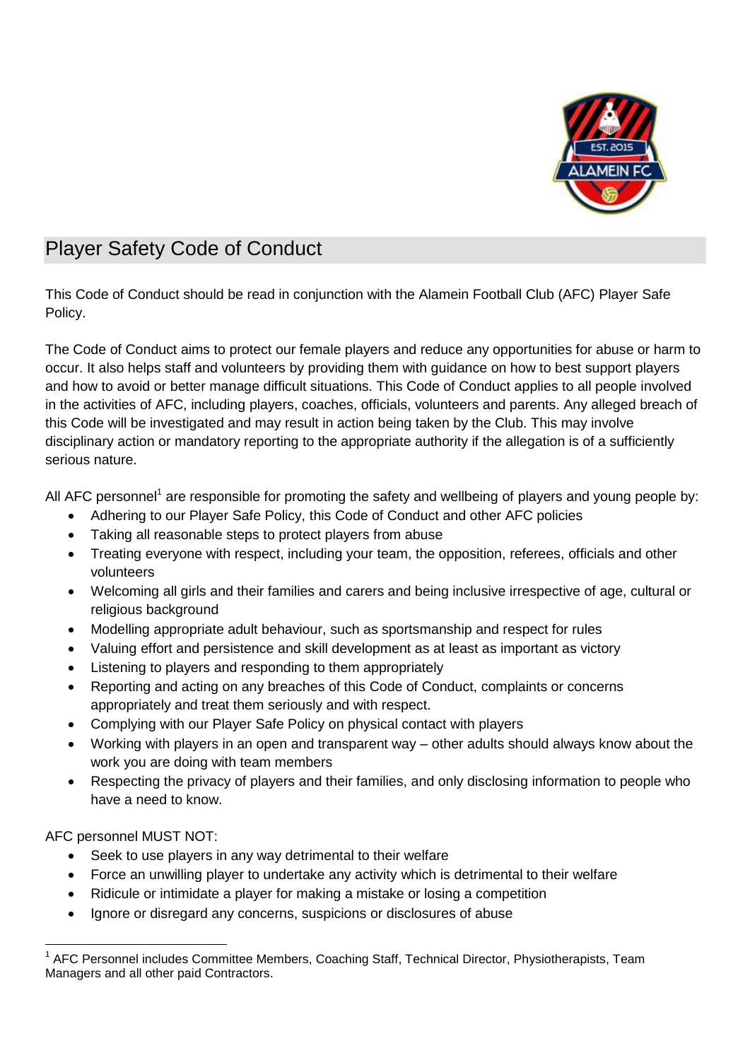# Player Safety Code of Conduct

This Code of Conduct should be read in conjunction with the Alamein Football Club (AFC) Player Safe Policy.

The Code of Conduct aims to protect our female players and reduce any opportunities for abuse or harm to occur. It also helps staff and volunteers by providing them with guidance on how to best support players and how to avoid or better manage difficult situations. This Code of Conduct applies to all people involved in the activities of AFC, including players, coaches, officials, volunteers and parents. Any alleged breach of this Code will be investigated and may result in action being taken by the Club. This may involve disciplinary action or mandatory reporting to the appropriate authority if the allegation is of a sufficiently serious nature.

All AFC personnel[1] are responsible for promoting the safety and wellbeing of players and young people by:

- Adhering to our Player Safe Policy, this Code of Conduct and other AFC policies
- Taking all reasonable steps to protect players from abuse
- Treating everyone with respect, including your team, the opposition, referees, officials and other volunteers
- Welcoming all girls and their families and carers and being inclusive irrespective of age, cultural or religious background
- Modelling appropriate adult behaviour, such as sportsmanship and respect for rules
- Valuing effort and persistence and skill development as at least as important as victory
- Listening to players and responding to them appropriately
- Reporting and acting on any breaches of this Code of Conduct, complaints or concerns appropriately and treat them seriously and with respect.
- Complying with our Player Safe Policy on physical contact with players
- Working with players in an open and transparent way – other adults should always know about the work you are doing with team members
- Respecting the privacy of players and their families, and only disclosing information to people who have a need to know.

AFC personnel MUST NOT:

- Seek to use players in any way detrimental to their welfare
- Force an unwilling player to undertake any activity which is detrimental to their welfare
- Ridicule or intimidate a player for making a mistake or losing a competition
- Ignore or disregard any concerns, suspicions or disclosures of abuse

[1] AFC Personnel includes Committee Members, Coaching Staff, Technical Director, Physiotherapists, Team Managers and all other paid Contractors.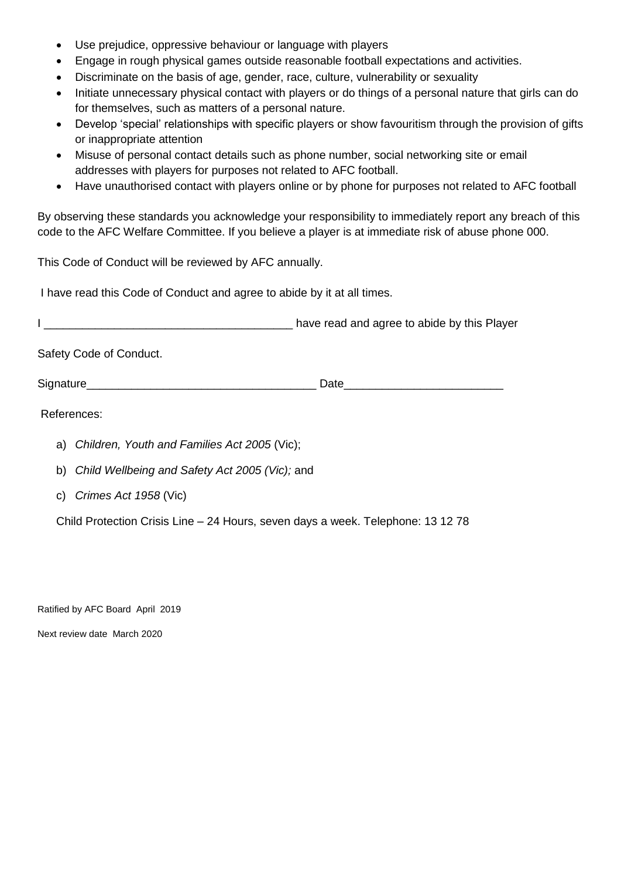- Use prejudice, oppressive behaviour or language with players
- Engage in rough physical games outside reasonable football expectations and activities.
- Discriminate on the basis of age, gender, race, culture, vulnerability or sexuality
- Initiate unnecessary physical contact with players or do things of a personal nature that girls can do for themselves, such as matters of a personal nature.
- Develop 'special' relationships with specific players or show favouritism through the provision of gifts or inappropriate attention
- Misuse of personal contact details such as phone number, social networking site or email addresses with players for purposes not related to AFC football.
- Have unauthorised contact with players online or by phone for purposes not related to AFC football

By observing these standards you acknowledge your responsibility to immediately report any breach of this code to the AFC Welfare Committee. If you believe a player is at immediate risk of abuse phone 000.

This Code of Conduct will be reviewed by AFC annually.

I have read this Code of Conduct and agree to abide by it at all times.

I _______________________________________ have read and agree to abide by this Player

Safety Code of Conduct.

Signature____________________________________ Date_________________________

References:

a) *Children, Youth and Families Act 2005* (Vic);

b) *Child Wellbeing and Safety Act 2005 (Vic);* and

c) *Crimes Act 1958* (Vic)

Child Protection Crisis Line – 24 Hours, seven days a week. Telephone: 13 12 78

Ratified by AFC Board April 2019

Next review date March 2020